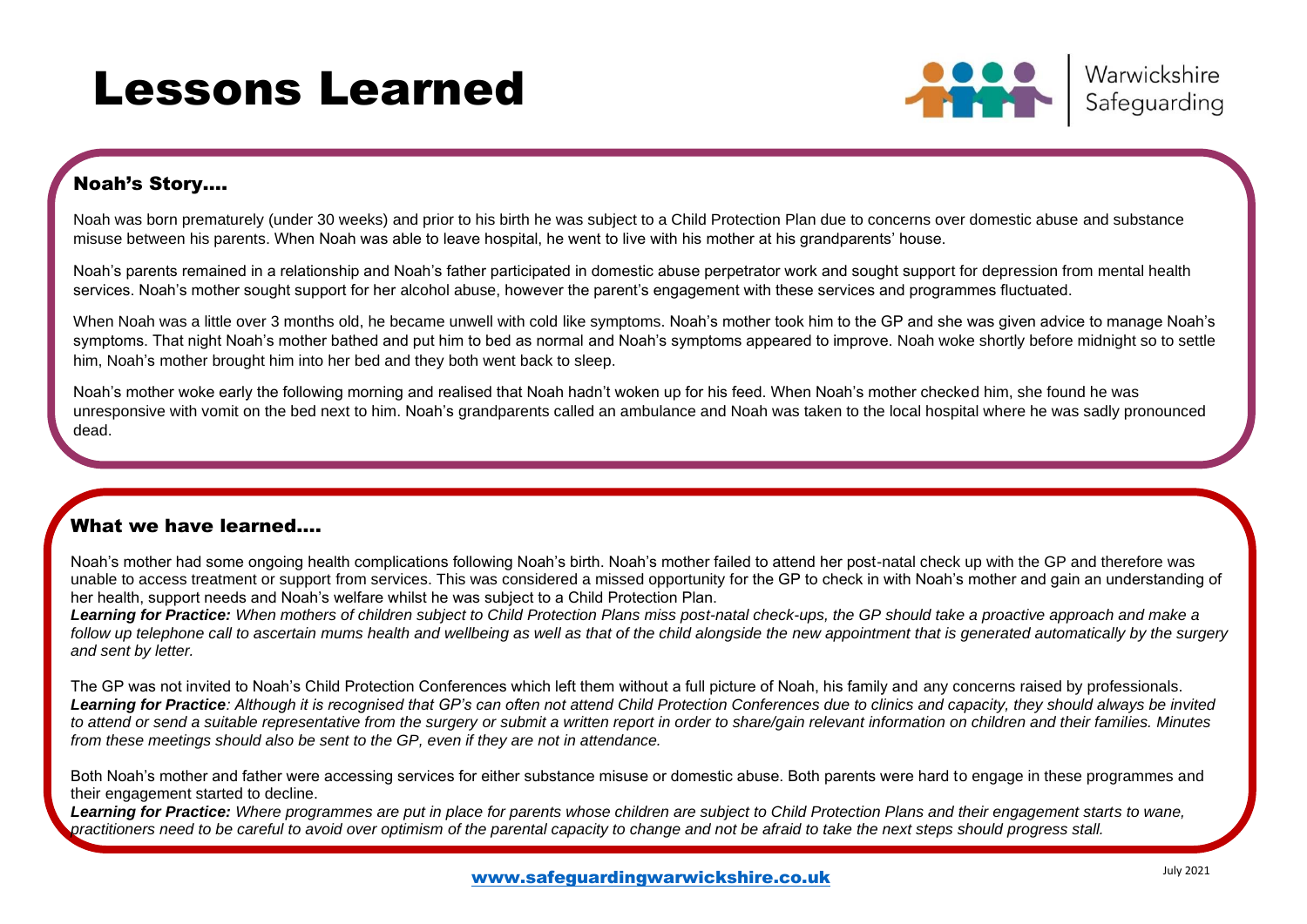# Lessons Learned

Warwickshire Safeguarding

## Noah's Story….

Noah was born prematurely (under 30 weeks) and prior to his birth he was subject to a Child Protection Plan due to concerns over domestic abuse and substance misuse between his parents. When Noah was able to leave hospital, he went to live with his mother at his grandparents' house.

Noah's parents remained in a relationship and Noah's father participated in domestic abuse perpetrator work and sought support for depression from mental health services. Noah's mother sought support for her alcohol abuse, however the parent's engagement with these services and programmes fluctuated.

When Noah was a little over 3 months old, he became unwell with cold like symptoms. Noah's mother took him to the GP and she was given advice to manage Noah's symptoms. That night Noah's mother bathed and put him to bed as normal and Noah's symptoms appeared to improve. Noah woke shortly before midnight so to settle him, Noah's mother brought him into her bed and they both went back to sleep.

Noah's mother woke early the following morning and realised that Noah hadn't woken up for his feed. When Noah's mother checked him, she found he was unresponsive with vomit on the bed next to him. Noah's grandparents called an ambulance and Noah was taken to the local hospital where he was sadly pronounced dead.

## What we have learned….

Noah's mother had some ongoing health complications following Noah's birth. Noah's mother failed to attend her post-natal check up with the GP and therefore was unable to access treatment or support from services. This was considered a missed opportunity for the GP to check in with Noah's mother and gain an understanding of her health, support needs and Noah's welfare whilst he was subject to a Child Protection Plan.

***Learning for Practice:*** *When mothers of children subject to Child Protection Plans miss post-natal check-ups, the GP should take a proactive approach and make a follow up telephone call to ascertain mums health and wellbeing as well as that of the child alongside the new appointment that is generated automatically by the surgery and sent by letter.*

The GP was not invited to Noah's Child Protection Conferences which left them without a full picture of Noah, his family and any concerns raised by professionals.

***Learning for Practice****: Although it is recognised that GP's can often not attend Child Protection Conferences due to clinics and capacity, they should always be invited to attend or send a suitable representative from the surgery or submit a written report in order to share/gain relevant information on children and their families. Minutes from these meetings should also be sent to the GP, even if they are not in attendance.*

Both Noah's mother and father were accessing services for either substance misuse or domestic abuse. Both parents were hard to engage in these programmes and their engagement started to decline.

***Learning for Practice:*** *Where programmes are put in place for parents whose children are subject to Child Protection Plans and their engagement starts to wane, practitioners need to be careful to avoid over optimism of the parental capacity to change and not be afraid to take the next steps should progress stall.*

www.safeguardingwarwickshire.co.uk

July 2021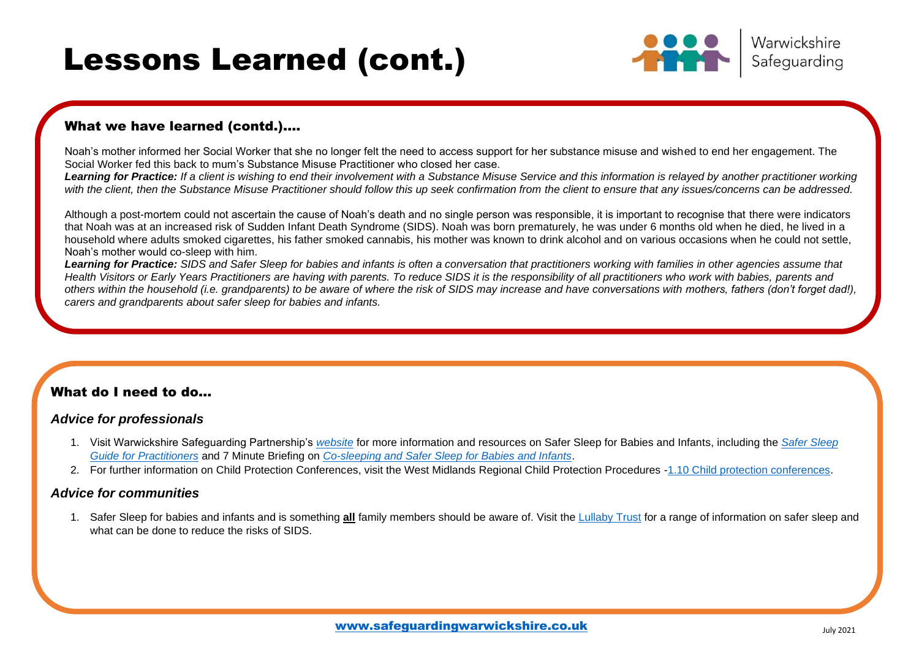# Lessons Learned (cont.)

### What we have learned (contd.)….

Noah's mother informed her Social Worker that she no longer felt the need to access support for her substance misuse and wished to end her engagement. The Social Worker fed this back to mum's Substance Misuse Practitioner who closed her case.

***Learning for Practice:*** *If a client is wishing to end their involvement with a Substance Misuse Service and this information is relayed by another practitioner working with the client, then the Substance Misuse Practitioner should follow this up seek confirmation from the client to ensure that any issues/concerns can be addressed.*

Although a post-mortem could not ascertain the cause of Noah's death and no single person was responsible, it is important to recognise that there were indicators that Noah was at an increased risk of Sudden Infant Death Syndrome (SIDS). Noah was born prematurely, he was under 6 months old when he died, he lived in a household where adults smoked cigarettes, his father smoked cannabis, his mother was known to drink alcohol and on various occasions when he could not settle, Noah's mother would co-sleep with him.

***Learning for Practice:*** *SIDS and Safer Sleep for babies and infants is often a conversation that practitioners working with families in other agencies assume that Health Visitors or Early Years Practitioners are having with parents. To reduce SIDS it is the responsibility of all practitioners who work with babies, parents and others within the household (i.e. grandparents) to be aware of where the risk of SIDS may increase and have conversations with mothers, fathers (don't forget dad!), carers and grandparents about safer sleep for babies and infants.*

### What do I need to do…

#### *Advice for professionals*

1. Visit Warwickshire Safeguarding Partnership's *website* for more information and resources on Safer Sleep for Babies and Infants, including the *Safer Sleep Guide for Practitioners* and 7 Minute Briefing on *Co-sleeping and Safer Sleep for Babies and Infants*.
2. For further information on Child Protection Conferences, visit the West Midlands Regional Child Protection Procedures -1.10 Child protection conferences.

#### *Advice for communities*

1. Safer Sleep for babies and infants and is something **all** family members should be aware of. Visit the Lullaby Trust for a range of information on safer sleep and what can be done to reduce the risks of SIDS.

www.safeguardingwarwickshire.co.uk

July 2021